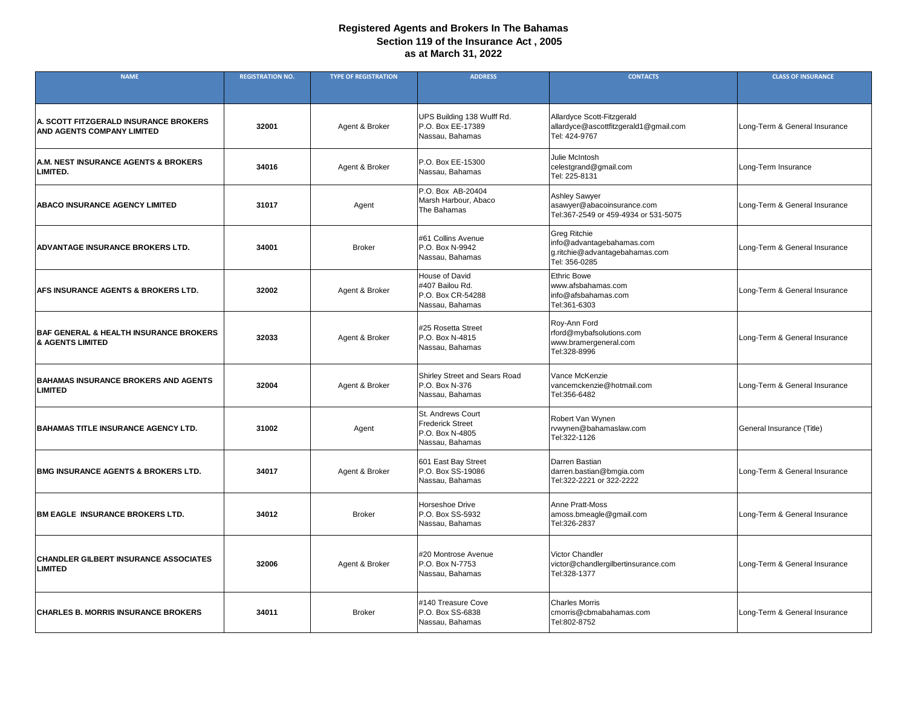# Registered Agents and Brokers In The Bahamas
## Section 119 of the Insurance Act , 2005
## as at March 31, 2022

| NAME | REGISTRATION NO. | TYPE OF REGISTRATION | ADDRESS | CONTACTS | CLASS OF INSURANCE |
|---|---|---|---|---|---|
| **A. SCOTT FITZGERALD INSURANCE BROKERS AND AGENTS COMPANY LIMITED** | **32001** | Agent & Broker | UPS Building 138 Wulff Rd.<br>P.O. Box EE-17389<br>Nassau, Bahamas | Allardyce Scott-Fitzgerald<br>allardyce@ascottfitzgerald1@gmail.com<br>Tel: 424-9767 | Long-Term & General Insurance |
| **A.M. NEST INSURANCE AGENTS & BROKERS LIMITED.** | **34016** | Agent & Broker | P.O. Box EE-15300<br>Nassau, Bahamas | Julie McIntosh<br>celestgrand@gmail.com<br>Tel: 225-8131 | Long-Term Insurance |
| **ABACO INSURANCE AGENCY LIMITED** | **31017** | Agent | P.O. Box AB-20404<br>Marsh Harbour, Abaco<br>The Bahamas | Ashley Sawyer<br>asawyer@abacoinsurance.com<br>Tel:367-2549 or 459-4934 or 531-5075 | Long-Term & General Insurance |
| **ADVANTAGE INSURANCE BROKERS LTD.** | **34001** | Broker | #61 Collins Avenue<br>P.O. Box N-9942<br>Nassau, Bahamas | Greg Ritchie<br>info@advantagebahamas.com<br>g.ritchie@advantagebahamas.com<br>Tel: 356-0285 | Long-Term & General Insurance |
| **AFS INSURANCE AGENTS & BROKERS LTD.** | **32002** | Agent & Broker | House of David<br>#407 Bailou Rd.<br>P.O. Box CR-54288<br>Nassau, Bahamas | Ethric Bowe<br>www.afsbahamas.com<br>info@afsbahamas.com<br>Tel:361-6303 | Long-Term & General Insurance |
| **BAF GENERAL & HEALTH INSURANCE BROKERS & AGENTS LIMITED** | **32033** | Agent & Broker | #25 Rosetta Street<br>P.O. Box N-4815<br>Nassau, Bahamas | Roy-Ann Ford<br>rford@mybafsolutions.com<br>www.bramergeneral.com<br>Tel:328-8996 | Long-Term & General Insurance |
| **BAHAMAS INSURANCE BROKERS AND AGENTS LIMITED** | **32004** | Agent & Broker | Shirley Street and Sears Road<br>P.O. Box N-376<br>Nassau, Bahamas | Vance McKenzie<br>vancemckenzie@hotmail.com<br>Tel:356-6482 | Long-Term & General Insurance |
| **BAHAMAS TITLE INSURANCE AGENCY LTD.** | **31002** | Agent | St. Andrews Court<br>Frederick Street<br>P.O. Box N-4805<br>Nassau, Bahamas | Robert Van Wynen<br>rvwynen@bahamaslaw.com<br>Tel:322-1126 | General Insurance (Title) |
| **BMG INSURANCE AGENTS & BROKERS LTD.** | **34017** | Agent & Broker | 601 East Bay Street<br>P.O. Box SS-19086<br>Nassau, Bahamas | Darren Bastian<br>darren.bastian@bmgia.com<br>Tel:322-2221 or 322-2222 | Long-Term & General Insurance |
| **BM EAGLE INSURANCE BROKERS LTD.** | **34012** | Broker | Horseshoe Drive<br>P.O. Box SS-5932<br>Nassau, Bahamas | Anne Pratt-Moss<br>amoss.bmeagle@gmail.com<br>Tel:326-2837 | Long-Term & General Insurance |
| **CHANDLER GILBERT INSURANCE ASSOCIATES LIMITED** | **32006** | Agent & Broker | #20 Montrose Avenue<br>P.O. Box N-7753<br>Nassau, Bahamas | Victor Chandler<br>victor@chandlergilbertinsurance.com<br>Tel:328-1377 | Long-Term & General Insurance |
| **CHARLES B. MORRIS INSURANCE BROKERS** | **34011** | Broker | #140 Treasure Cove<br>P.O. Box SS-6838<br>Nassau, Bahamas | Charles Morris<br>cmorris@cbmabahamas.com<br>Tel:802-8752 | Long-Term & General Insurance |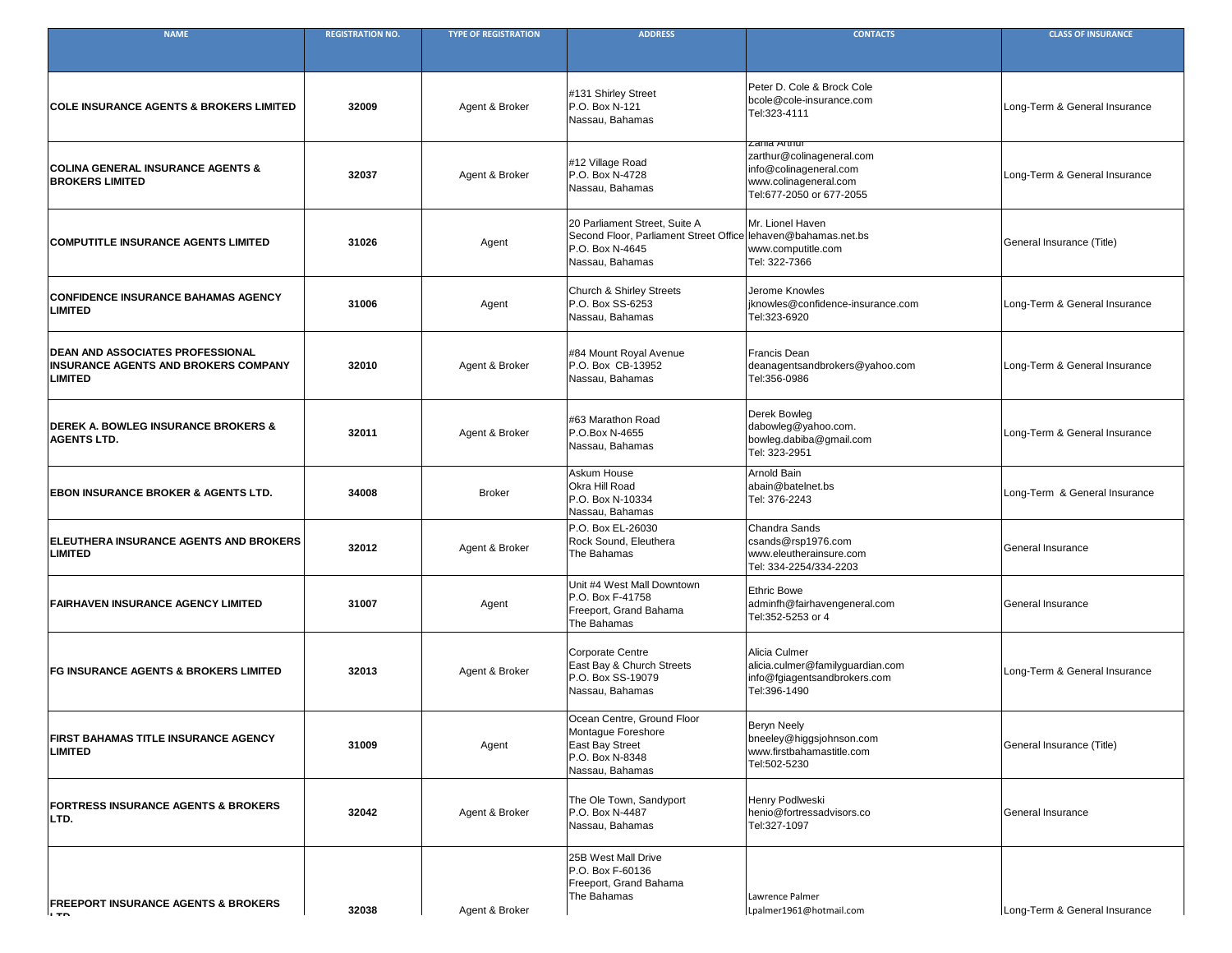| NAME | REGISTRATION NO. | TYPE OF REGISTRATION | ADDRESS | CONTACTS | CLASS OF INSURANCE |
|---|---|---|---|---|---|
| **COLE INSURANCE AGENTS & BROKERS LIMITED** | **32009** | Agent & Broker | #131 Shirley Street<br>P.O. Box N-121<br>Nassau, Bahamas | Peter D. Cole & Brock Cole<br>bcole@cole-insurance.com<br>Tel:323-4111 | Long-Term & General Insurance |
| **COLINA GENERAL INSURANCE AGENTS & BROKERS LIMITED** | **32037** | Agent & Broker | #12 Village Road<br>P.O. Box N-4728<br>Nassau, Bahamas | Zania Arthur<br>zarthur@colinageneral.com<br>info@colinageneral.com<br>www.colinageneral.com<br>Tel:677-2050 or 677-2055 | Long-Term & General Insurance |
| **COMPUTITLE INSURANCE AGENTS LIMITED** | **31026** | Agent | 20 Parliament Street, Suite A<br>Second Floor, Parliament Street Office<br>P.O. Box N-4645<br>Nassau, Bahamas | Mr. Lionel Haven<br>lehaven@bahamas.net.bs<br>www.computitle.com<br>Tel: 322-7366 | General Insurance (Title) |
| **CONFIDENCE INSURANCE BAHAMAS AGENCY LIMITED** | **31006** | Agent | Church & Shirley Streets<br>P.O. Box SS-6253<br>Nassau, Bahamas | Jerome Knowles<br>jknowles@confidence-insurance.com<br>Tel:323-6920 | Long-Term & General Insurance |
| **DEAN AND ASSOCIATES PROFESSIONAL INSURANCE AGENTS AND BROKERS COMPANY LIMITED** | **32010** | Agent & Broker | #84 Mount Royal Avenue<br>P.O. Box CB-13952<br>Nassau, Bahamas | Francis Dean<br>deanagentsandbrokers@yahoo.com<br>Tel:356-0986 | Long-Term & General Insurance |
| **DEREK A. BOWLEG INSURANCE BROKERS & AGENTS LTD.** | **32011** | Agent & Broker | #63 Marathon Road<br>P.O.Box N-4655<br>Nassau, Bahamas | Derek Bowleg<br>dabowleg@yahoo.com.<br>bowleg.dabiba@gmail.com<br>Tel: 323-2951 | Long-Term & General Insurance |
| **EBON INSURANCE BROKER & AGENTS LTD.** | **34008** | Broker | Askum House<br>Okra Hill Road<br>P.O. Box N-10334<br>Nassau, Bahamas | Arnold Bain<br>abain@batelnet.bs<br>Tel: 376-2243 | Long-Term & General Insurance |
| **ELEUTHERA INSURANCE AGENTS AND BROKERS LIMITED** | **32012** | Agent & Broker | P.O. Box EL-26030<br>Rock Sound, Eleuthera<br>The Bahamas | Chandra Sands<br>csands@rsp1976.com<br>www.eleutherainsure.com<br>Tel: 334-2254/334-2203 | General Insurance |
| **FAIRHAVEN INSURANCE AGENCY LIMITED** | **31007** | Agent | Unit #4 West Mall Downtown<br>P.O. Box F-41758<br>Freeport, Grand Bahama<br>The Bahamas | Ethric Bowe<br>adminfh@fairhavengeneral.com<br>Tel:352-5253 or 4 | General Insurance |
| **FG INSURANCE AGENTS & BROKERS LIMITED** | **32013** | Agent & Broker | Corporate Centre<br>East Bay & Church Streets<br>P.O. Box SS-19079<br>Nassau, Bahamas | Alicia Culmer<br>alicia.culmer@familyguardian.com<br>info@fgiagentsandbrokers.com<br>Tel:396-1490 | Long-Term & General Insurance |
| **FIRST BAHAMAS TITLE INSURANCE AGENCY LIMITED** | **31009** | Agent | Ocean Centre, Ground Floor<br>Montague Foreshore<br>East Bay Street<br>P.O. Box N-8348<br>Nassau, Bahamas | Beryn Neely<br>bneeley@higgsjohnson.com<br>www.firstbahamastitle.com<br>Tel:502-5230 | General Insurance (Title) |
| **FORTRESS INSURANCE AGENTS & BROKERS LTD.** | **32042** | Agent & Broker | The Ole Town, Sandyport<br>P.O. Box N-4487<br>Nassau, Bahamas | Henry Podlweski<br>henio@fortressadvisors.co<br>Tel:327-1097 | General Insurance |
| **FREEPORT INSURANCE AGENTS & BROKERS LTD.** | **32038** | Agent & Broker | 25B West Mall Drive<br>P.O. Box F-60136<br>Freeport, Grand Bahama<br>The Bahamas | Lawrence Palmer<br>Lpalmer1961@hotmail.com | Long-Term & General Insurance |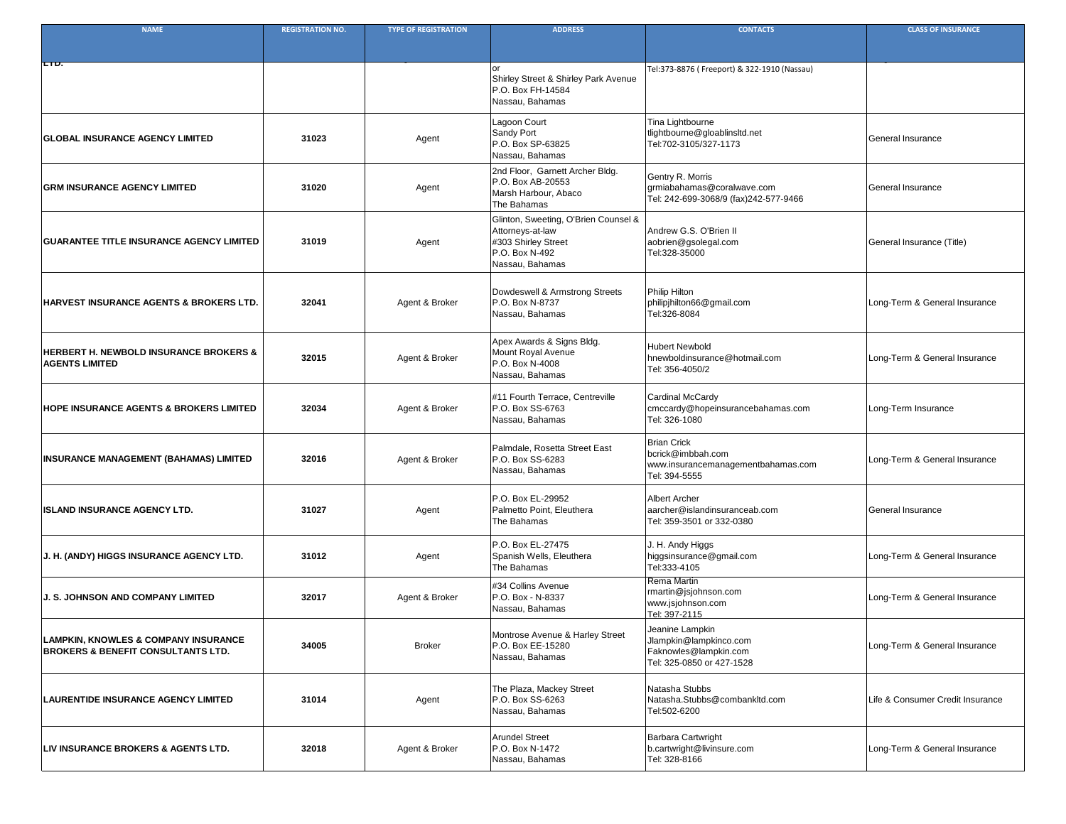| NAME | REGISTRATION NO. | TYPE OF REGISTRATION | ADDRESS | CONTACTS | CLASS OF INSURANCE |
|---|---|---|---|---|---|
| LTD. | | | or<br>Shirley Street & Shirley Park Avenue<br>P.O. Box FH-14584<br>Nassau, Bahamas | Tel:373-8876 ( Freeport) & 322-1910 (Nassau) | |
| GLOBAL INSURANCE AGENCY LIMITED | 31023 | Agent | Lagoon Court<br>Sandy Port<br>P.O. Box SP-63825<br>Nassau, Bahamas | Tina Lightbourne<br>tlightbourne@gloablinsltd.net<br>Tel:702-3105/327-1173 | General Insurance |
| GRM INSURANCE AGENCY LIMITED | 31020 | Agent | 2nd Floor, Garnett Archer Bldg.<br>P.O. Box AB-20553<br>Marsh Harbour, Abaco<br>The Bahamas | Gentry R. Morris<br>grmiabahamas@coralwave.com<br>Tel: 242-699-3068/9 (fax)242-577-9466 | General Insurance |
| GUARANTEE TITLE INSURANCE AGENCY LIMITED | 31019 | Agent | Glinton, Sweeting, O'Brien Counsel & Attorneys-at-law<br>#303 Shirley Street<br>P.O. Box N-492<br>Nassau, Bahamas | Andrew G.S. O'Brien II<br>aobrien@gsolegal.com<br>Tel:328-35000 | General Insurance (Title) |
| HARVEST INSURANCE AGENTS & BROKERS LTD. | 32041 | Agent & Broker | Dowdeswell & Armstrong Streets<br>P.O. Box N-8737<br>Nassau, Bahamas | Philip Hilton<br>philipjhilton66@gmail.com<br>Tel:326-8084 | Long-Term & General Insurance |
| HERBERT H. NEWBOLD INSURANCE BROKERS & AGENTS LIMITED | 32015 | Agent & Broker | Apex Awards & Signs Bldg.<br>Mount Royal Avenue<br>P.O. Box N-4008<br>Nassau, Bahamas | Hubert Newbold<br>hnewboldinsurance@hotmail.com<br>Tel: 356-4050/2 | Long-Term & General Insurance |
| HOPE INSURANCE AGENTS & BROKERS LIMITED | 32034 | Agent & Broker | #11 Fourth Terrace, Centreville<br>P.O. Box SS-6763<br>Nassau, Bahamas | Cardinal McCardy<br>cmccardy@hopeinsurancebahamas.com<br>Tel: 326-1080 | Long-Term Insurance |
| INSURANCE MANAGEMENT (BAHAMAS) LIMITED | 32016 | Agent & Broker | Palmdale, Rosetta Street East<br>P.O. Box SS-6283<br>Nassau, Bahamas | Brian Crick<br>bcrick@imbbah.com<br>www.insurancemanagementbahamas.com<br>Tel: 394-5555 | Long-Term & General Insurance |
| ISLAND INSURANCE AGENCY LTD. | 31027 | Agent | P.O. Box EL-29952<br>Palmetto Point, Eleuthera<br>The Bahamas | Albert Archer<br>aarcher@islandinsuranceab.com<br>Tel: 359-3501 or 332-0380 | General Insurance |
| J. H. (ANDY) HIGGS INSURANCE AGENCY LTD. | 31012 | Agent | P.O. Box EL-27475<br>Spanish Wells, Eleuthera<br>The Bahamas | J. H. Andy Higgs<br>higgsinsurance@gmail.com<br>Tel:333-4105 | Long-Term & General Insurance |
| J. S. JOHNSON AND COMPANY LIMITED | 32017 | Agent & Broker | #34 Collins Avenue<br>P.O. Box - N-8337<br>Nassau, Bahamas | Rema Martin<br>rmartin@jsjohnson.com<br>www.jsjohnson.com<br>Tel: 397-2115 | Long-Term & General Insurance |
| LAMPKIN, KNOWLES & COMPANY INSURANCE BROKERS & BENEFIT CONSULTANTS LTD. | 34005 | Broker | Montrose Avenue & Harley Street<br>P.O. Box EE-15280<br>Nassau, Bahamas | Jeanine Lampkin<br>Jlampkin@lampkinco.com<br>Faknowles@lampkin.com<br>Tel: 325-0850 or 427-1528 | Long-Term & General Insurance |
| LAURENTIDE INSURANCE AGENCY LIMITED | 31014 | Agent | The Plaza, Mackey Street<br>P.O. Box SS-6263<br>Nassau, Bahamas | Natasha Stubbs<br>Natasha.Stubbs@combankltd.com<br>Tel:502-6200 | Life & Consumer Credit Insurance |
| LIV INSURANCE BROKERS & AGENTS LTD. | 32018 | Agent & Broker | Arundel Street<br>P.O. Box N-1472<br>Nassau, Bahamas | Barbara Cartwright<br>b.cartwright@livinsure.com<br>Tel: 328-8166 | Long-Term & General Insurance |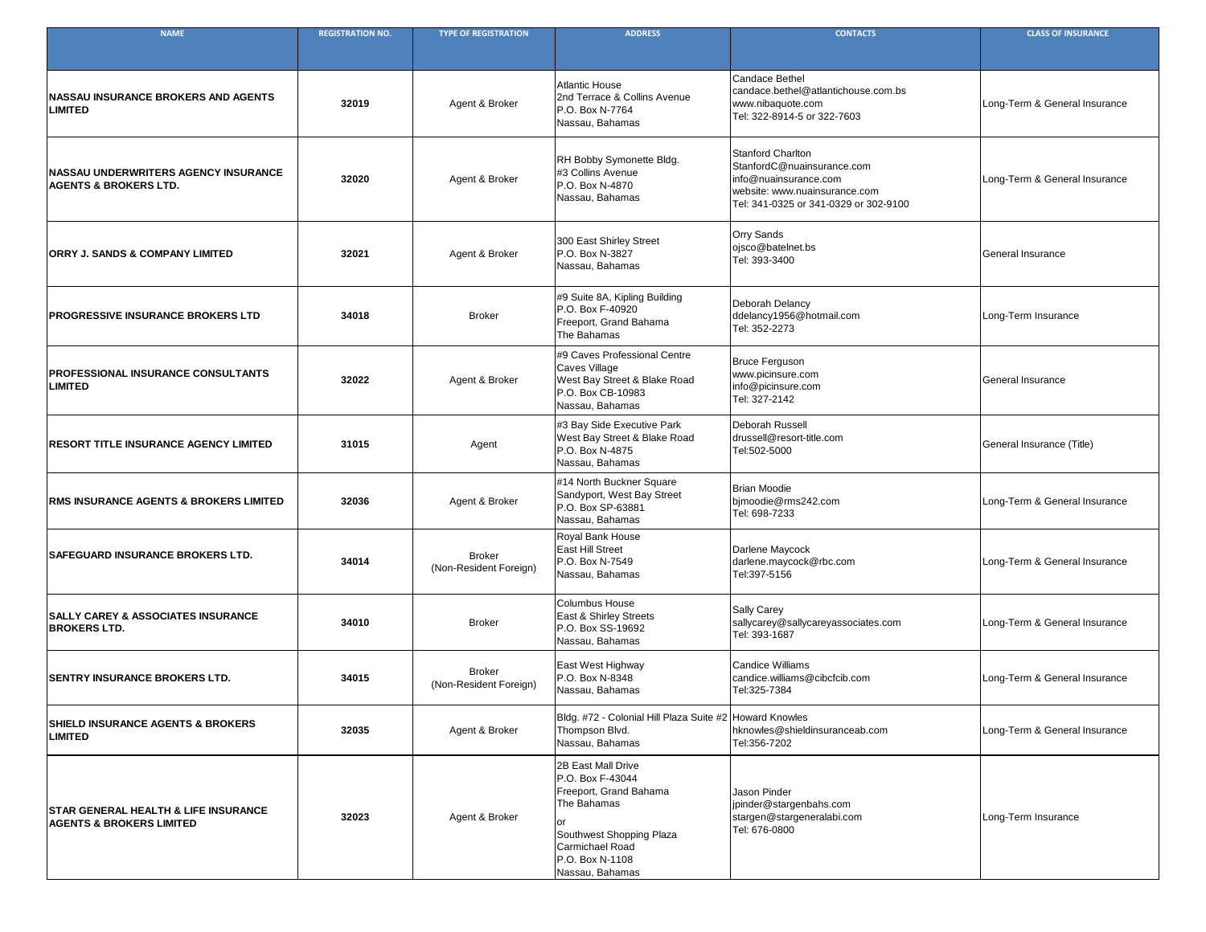| NAME | REGISTRATION NO. | TYPE OF REGISTRATION | ADDRESS | CONTACTS | CLASS OF INSURANCE |
|---|---|---|---|---|---|
| **NASSAU INSURANCE BROKERS AND AGENTS LIMITED** | 32019 | Agent & Broker | Atlantic House<br>2nd Terrace & Collins Avenue<br>P.O. Box N-7764<br>Nassau, Bahamas | Candace Bethel<br>candace.bethel@atlantichouse.com.bs<br>www.nibaquote.com<br>Tel: 322-8914-5 or 322-7603 | Long-Term & General Insurance |
| **NASSAU UNDERWRITERS AGENCY INSURANCE AGENTS & BROKERS LTD.** | 32020 | Agent & Broker | RH Bobby Symonette Bldg.<br>#3 Collins Avenue<br>P.O. Box N-4870<br>Nassau, Bahamas | Stanford Charlton<br>StanfordC@nuainsurance.com<br>info@nuainsurance.com<br>website: www.nuainsurance.com<br>Tel: 341-0325 or 341-0329 or 302-9100 | Long-Term & General Insurance |
| **ORRY J. SANDS & COMPANY LIMITED** | 32021 | Agent & Broker | 300 East Shirley Street<br>P.O. Box N-3827<br>Nassau, Bahamas | Orry Sands<br>ojsco@batelnet.bs<br>Tel: 393-3400 | General Insurance |
| **PROGRESSIVE INSURANCE BROKERS LTD** | 34018 | Broker | #9 Suite 8A, Kipling Building<br>P.O. Box F-40920<br>Freeport, Grand Bahama<br>The Bahamas | Deborah Delancy<br>ddelancy1956@hotmail.com<br>Tel: 352-2273 | Long-Term Insurance |
| **PROFESSIONAL INSURANCE CONSULTANTS LIMITED** | 32022 | Agent & Broker | #9 Caves Professional Centre<br>Caves Village<br>West Bay Street & Blake Road<br>P.O. Box CB-10983<br>Nassau, Bahamas | Bruce Ferguson<br>www.picinsure.com<br>info@picinsure.com<br>Tel: 327-2142 | General Insurance |
| **RESORT TITLE INSURANCE AGENCY LIMITED** | 31015 | Agent | #3 Bay Side Executive Park<br>West Bay Street & Blake Road<br>P.O. Box N-4875<br>Nassau, Bahamas | Deborah Russell<br>drussell@resort-title.com<br>Tel:502-5000 | General Insurance (Title) |
| **RMS INSURANCE AGENTS & BROKERS LIMITED** | 32036 | Agent & Broker | #14 North Buckner Square<br>Sandyport, West Bay Street<br>P.O. Box SP-63881<br>Nassau, Bahamas | Brian Moodie<br>bjmoodie@rms242.com<br>Tel: 698-7233 | Long-Term & General Insurance |
| **SAFEGUARD INSURANCE BROKERS LTD.** | 34014 | Broker<br>(Non-Resident Foreign) | Royal Bank House<br>East Hill Street<br>P.O. Box N-7549<br>Nassau, Bahamas | Darlene Maycock<br>darlene.maycock@rbc.com<br>Tel:397-5156 | Long-Term & General Insurance |
| **SALLY CAREY & ASSOCIATES INSURANCE BROKERS LTD.** | 34010 | Broker | Columbus House<br>East & Shirley Streets<br>P.O. Box SS-19692<br>Nassau, Bahamas | Sally Carey<br>sallycarey@sallycareyassociates.com<br>Tel: 393-1687 | Long-Term & General Insurance |
| **SENTRY INSURANCE BROKERS LTD.** | 34015 | Broker<br>(Non-Resident Foreign) | East West Highway<br>P.O. Box N-8348<br>Nassau, Bahamas | Candice Williams<br>candice.williams@cibcfcib.com<br>Tel:325-7384 | Long-Term & General Insurance |
| **SHIELD INSURANCE AGENTS & BROKERS LIMITED** | 32035 | Agent & Broker | Bldg. #72 - Colonial Hill Plaza Suite #2<br>Thompson Blvd.<br>Nassau, Bahamas | Howard Knowles<br>hknowles@shieldinsuranceab.com<br>Tel:356-7202 | Long-Term & General Insurance |
| **STAR GENERAL HEALTH & LIFE INSURANCE AGENTS & BROKERS LIMITED** | 32023 | Agent & Broker | 2B East Mall Drive<br>P.O. Box F-43044<br>Freeport, Grand Bahama<br>The Bahamas<br>or<br>Southwest Shopping Plaza<br>Carmichael Road<br>P.O. Box N-1108<br>Nassau, Bahamas | Jason Pinder<br>jpinder@stargenbahs.com<br>stargen@stargeneralabi.com<br>Tel: 676-0800 | Long-Term Insurance |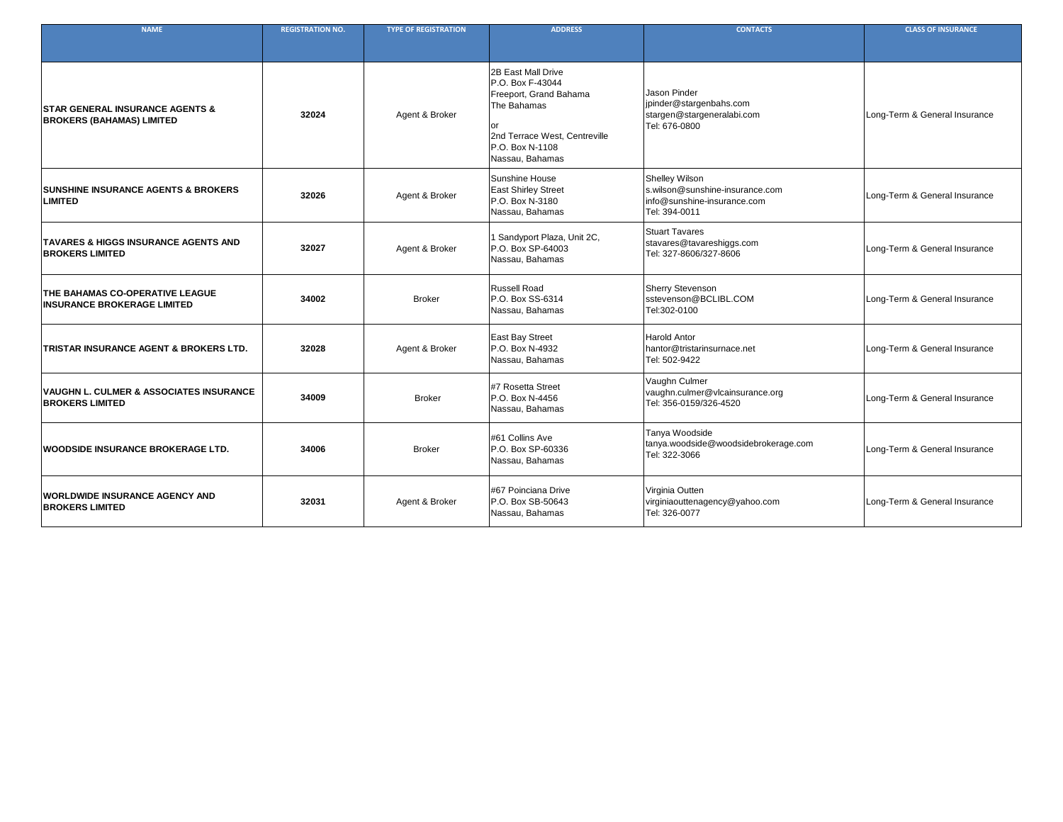| NAME | REGISTRATION NO. | TYPE OF REGISTRATION | ADDRESS | CONTACTS | CLASS OF INSURANCE |
| --- | --- | --- | --- | --- | --- |
| **STAR GENERAL INSURANCE AGENTS & BROKERS (BAHAMAS) LIMITED** | **32024** | Agent & Broker | 2B East Mall Drive<br>P.O. Box F-43044<br>Freeport, Grand Bahama<br>The Bahamas<br><br>or<br>2nd Terrace West, Centreville<br>P.O. Box N-1108<br>Nassau, Bahamas | Jason Pinder<br>jpinder@stargenbahs.com<br>stargen@stargeneralabi.com<br>Tel: 676-0800 | Long-Term & General Insurance |
| **SUNSHINE INSURANCE AGENTS & BROKERS LIMITED** | **32026** | Agent & Broker | Sunshine House<br>East Shirley Street<br>P.O. Box N-3180<br>Nassau, Bahamas | Shelley Wilson<br>s.wilson@sunshine-insurance.com<br>info@sunshine-insurance.com<br>Tel: 394-0011 | Long-Term & General Insurance |
| **TAVARES & HIGGS INSURANCE AGENTS AND BROKERS LIMITED** | **32027** | Agent & Broker | 1 Sandyport Plaza, Unit 2C,<br>P.O. Box SP-64003<br>Nassau, Bahamas | Stuart Tavares<br>stavares@tavareshiggs.com<br>Tel: 327-8606/327-8606 | Long-Term & General Insurance |
| **THE BAHAMAS CO-OPERATIVE LEAGUE INSURANCE BROKERAGE LIMITED** | **34002** | Broker | Russell Road<br>P.O. Box SS-6314<br>Nassau, Bahamas | Sherry Stevenson<br>sstevenson@BCLIBL.COM<br>Tel:302-0100 | Long-Term & General Insurance |
| **TRISTAR INSURANCE AGENT & BROKERS LTD.** | **32028** | Agent & Broker | East Bay Street<br>P.O. Box N-4932<br>Nassau, Bahamas | Harold Antor<br>hantor@tristarinsurnace.net<br>Tel: 502-9422 | Long-Term & General Insurance |
| **VAUGHN L. CULMER & ASSOCIATES INSURANCE BROKERS LIMITED** | **34009** | Broker | #7 Rosetta Street<br>P.O. Box N-4456<br>Nassau, Bahamas | Vaughn Culmer<br>vaughn.culmer@vlcainsurance.org<br>Tel: 356-0159/326-4520 | Long-Term & General Insurance |
| **WOODSIDE INSURANCE BROKERAGE LTD.** | **34006** | Broker | #61 Collins Ave<br>P.O. Box SP-60336<br>Nassau, Bahamas | Tanya Woodside<br>tanya.woodside@woodsidebrokerage.com<br>Tel: 322-3066 | Long-Term & General Insurance |
| **WORLDWIDE INSURANCE AGENCY AND BROKERS LIMITED** | **32031** | Agent & Broker | #67 Poinciana Drive<br>P.O. Box SB-50643<br>Nassau, Bahamas | Virginia Outten<br>virginiaouttenagency@yahoo.com<br>Tel: 326-0077 | Long-Term & General Insurance |